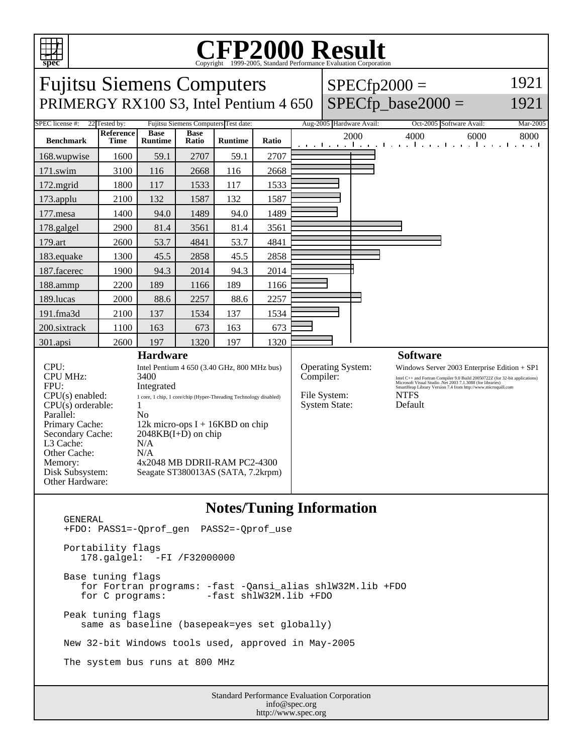# CFP2000 Result

Copyright 1999-2005, Standard Performance Evaluation Corporation

## Fujitsu Siemens Computers
PRIMERGY RX100 S3, Intel Pentium 4 650

SPECfp2000 = 1921
SPECfp_base2000 = 1921

| SPEC license #: | 22 | Tested by: | Fujitsu Siemens Computers | Test date: | Aug-2005 | Hardware Avail: | Oct-2005 | Software Avail: | Mar-2005 |
|---|---|---|---|---|---|---|---|---|---|

| Benchmark | Reference Time | Base Runtime | Base Ratio | Runtime | Ratio |
|---|---|---|---|---|---|
| 168.wupwise | 1600 | 59.1 | 2707 | 59.1 | 2707 |
| 171.swim | 3100 | 116 | 2668 | 116 | 2668 |
| 172.mgrid | 1800 | 117 | 1533 | 117 | 1533 |
| 173.applu | 2100 | 132 | 1587 | 132 | 1587 |
| 177.mesa | 1400 | 94.0 | 1489 | 94.0 | 1489 |
| 178.galgel | 2900 | 81.4 | 3561 | 81.4 | 3561 |
| 179.art | 2600 | 53.7 | 4841 | 53.7 | 4841 |
| 183.equake | 1300 | 45.5 | 2858 | 45.5 | 2858 |
| 187.facerec | 1900 | 94.3 | 2014 | 94.3 | 2014 |
| 188.ammp | 2200 | 189 | 1166 | 189 | 1166 |
| 189.lucas | 2000 | 88.6 | 2257 | 88.6 | 2257 |
| 191.fma3d | 2100 | 137 | 1534 | 137 | 1534 |
| 200.sixtrack | 1100 | 163 | 673 | 163 | 673 |
| 301.apsi | 2600 | 197 | 1320 | 197 | 1320 |

### Hardware

| | |
|---|---|
| CPU: | Intel Pentium 4 650 (3.40 GHz, 800 MHz bus) |
| CPU MHz: | 3400 |
| FPU: | Integrated |
| CPU(s) enabled: | 1 core, 1 chip, 1 core/chip (Hyper-Threading Technology disabled) |
| CPU(s) orderable: | 1 |
| Parallel: | No |
| Primary Cache: | 12k micro-ops I + 16KBD on chip |
| Secondary Cache: | 2048KB(I+D) on chip |
| L3 Cache: | N/A |
| Other Cache: | N/A |
| Memory: | 4x2048 MB DDRII-RAM PC2-4300 |
| Disk Subsystem: | Seagate ST380013AS (SATA, 7.2krpm) |
| Other Hardware: | |

### Software

| | |
|---|---|
| Operating System: | Windows Server 2003 Enterprise Edition + SP1 |
| Compiler: | Intel C++ and Fortran Compiler 9.0 Build 20050722Z (for 32-bit applications) Microsoft Visual Studio .Net 2003 7.1.3088 (for libraries) SmartHeap Library Version 7.4 from http://www.microquill.com |
| File System: | NTFS |
| System State: | Default |

### Notes/Tuning Information

```
GENERAL
+FDO: PASS1=-Qprof_gen  PASS2=-Qprof_use

Portability flags
   178.galgel:  -FI /F32000000

Base tuning flags
   for Fortran programs: -fast -Qansi_alias shlW32M.lib +FDO
   for C programs:       -fast shlW32M.lib +FDO

Peak tuning flags
   same as baseline (basepeak=yes set globally)

New 32-bit Windows tools used, approved in May-2005

The system bus runs at 800 MHz
```

Standard Performance Evaluation Corporation
info@spec.org
http://www.spec.org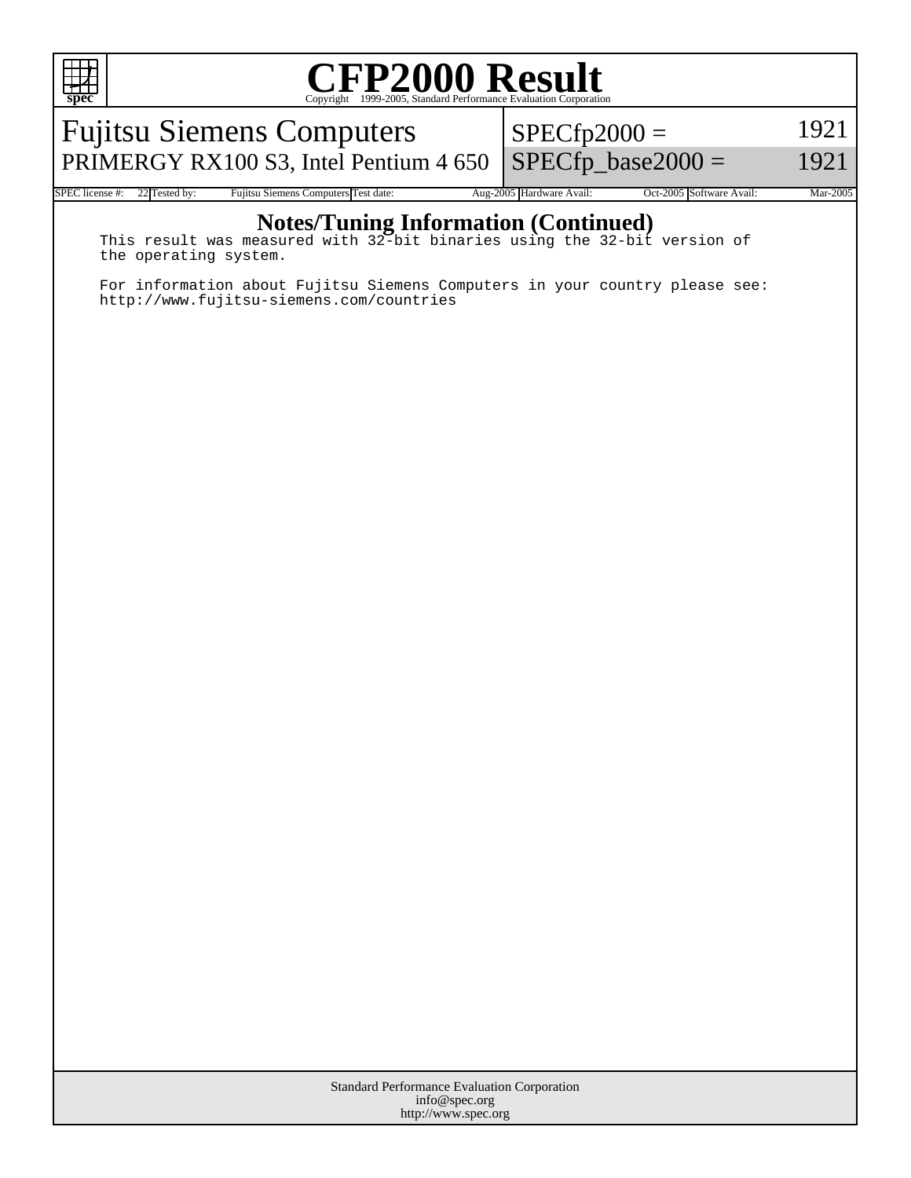# CFP2000 Result

Copyright 1999-2005, Standard Performance Evaluation Corporation

Fujitsu Siemens Computers
PRIMERGY RX100 S3, Intel Pentium 4 650

SPECfp2000 = 1921
SPECfp_base2000 = 1921

| SPEC license #: | 22 | Tested by: | Fujitsu Siemens Computers | Test date: | Aug-2005 | Hardware Avail: | Oct-2005 | Software Avail: | Mar-2005 |
|---|---|---|---|---|---|---|---|---|---|

## Notes/Tuning Information (Continued)

```
This result was measured with 32-bit binaries using the 32-bit version of
the operating system.

For information about Fujitsu Siemens Computers in your country please see:
http://www.fujitsu-siemens.com/countries
```

Standard Performance Evaluation Corporation
info@spec.org
http://www.spec.org